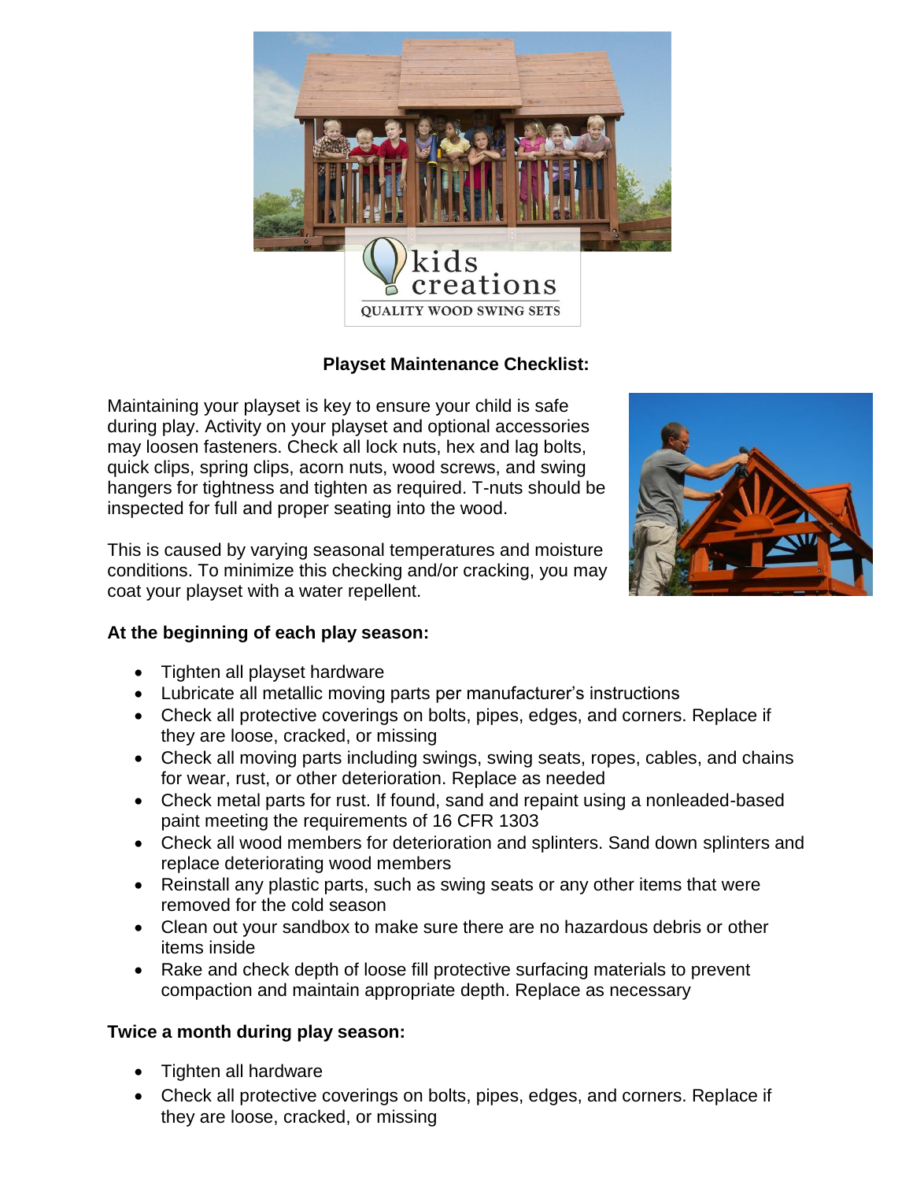## Playset Maintenance Checklist:

Maintaining your playset is key to ensure your child is safe during play. Activity on your playset and optional accessories may loosen fasteners. Check all lock nuts, hex and lag bolts, quick clips, spring clips, acorn nuts, wood screws, and swing hangers for tightness and tighten as required. T-nuts should be inspected for full and proper seating into the wood.

This is caused by varying seasonal temperatures and moisture conditions. To minimize this checking and/or cracking, you may coat your playset with a water repellent.

**At the beginning of each play season:**

- Tighten all playset hardware
- Lubricate all metallic moving parts per manufacturer's instructions
- Check all protective coverings on bolts, pipes, edges, and corners. Replace if they are loose, cracked, or missing
- Check all moving parts including swings, swing seats, ropes, cables, and chains for wear, rust, or other deterioration. Replace as needed
- Check metal parts for rust. If found, sand and repaint using a nonleaded-based paint meeting the requirements of 16 CFR 1303
- Check all wood members for deterioration and splinters. Sand down splinters and replace deteriorating wood members
- Reinstall any plastic parts, such as swing seats or any other items that were removed for the cold season
- Clean out your sandbox to make sure there are no hazardous debris or other items inside
- Rake and check depth of loose fill protective surfacing materials to prevent compaction and maintain appropriate depth. Replace as necessary

**Twice a month during play season:**

- Tighten all hardware
- Check all protective coverings on bolts, pipes, edges, and corners. Replace if they are loose, cracked, or missing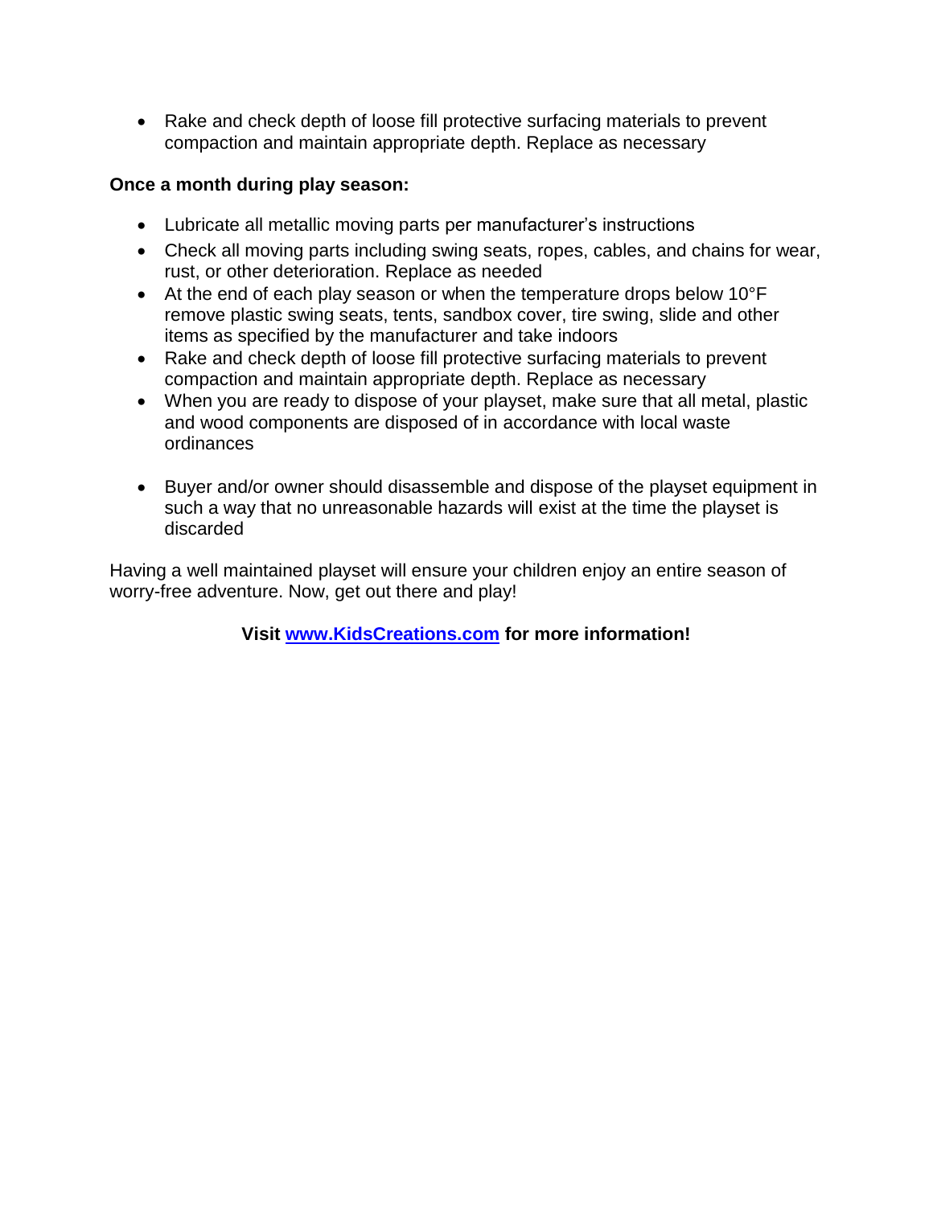- Rake and check depth of loose fill protective surfacing materials to prevent compaction and maintain appropriate depth. Replace as necessary

**Once a month during play season:**

- Lubricate all metallic moving parts per manufacturer's instructions
- Check all moving parts including swing seats, ropes, cables, and chains for wear, rust, or other deterioration. Replace as needed
- At the end of each play season or when the temperature drops below 10°F remove plastic swing seats, tents, sandbox cover, tire swing, slide and other items as specified by the manufacturer and take indoors
- Rake and check depth of loose fill protective surfacing materials to prevent compaction and maintain appropriate depth. Replace as necessary
- When you are ready to dispose of your playset, make sure that all metal, plastic and wood components are disposed of in accordance with local waste ordinances

- Buyer and/or owner should disassemble and dispose of the playset equipment in such a way that no unreasonable hazards will exist at the time the playset is discarded

Having a well maintained playset will ensure your children enjoy an entire season of worry-free adventure. Now, get out there and play!

**Visit [www.KidsCreations.com](http://www.KidsCreations.com) for more information!**